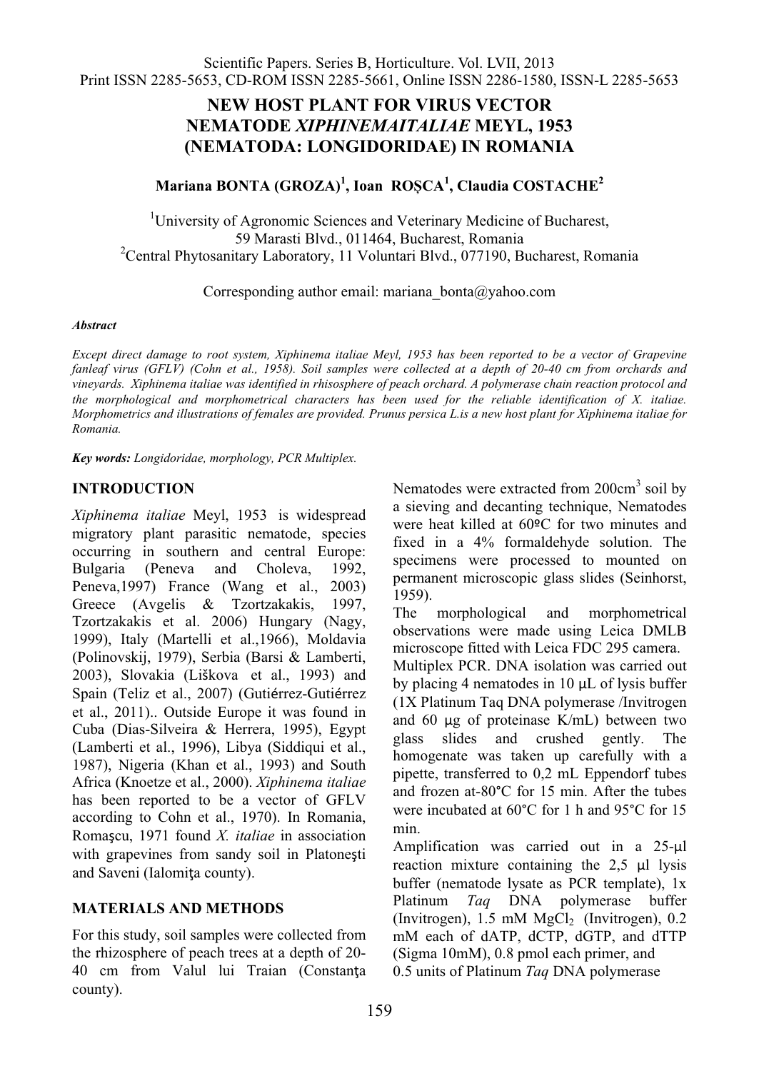Scientific Papers. Series B, Horticulture. Vol. LVII, 2013
Print ISSN 2285-5653, CD-ROM ISSN 2285-5661, Online ISSN 2286-1580, ISSN-L 2285-5653

# NEW HOST PLANT FOR VIRUS VECTOR NEMATODE *XIPHINEMAITALIAE* MEYL, 1953 (NEMATODA: LONGIDORIDAE) IN ROMANIA

**Mariana BONTA (GROZA)[1], Ioan ROȘCA[1], Claudia COSTACHE[2]**

[1]University of Agronomic Sciences and Veterinary Medicine of Bucharest, 59 Marasti Blvd., 011464, Bucharest, Romania
[2]Central Phytosanitary Laboratory, 11 Voluntari Blvd., 077190, Bucharest, Romania

Corresponding author email: mariana_bonta@yahoo.com

***Abstract***

*Except direct damage to root system, Xiphinema italiae Meyl, 1953 has been reported to be a vector of Grapevine fanleaf virus (GFLV) (Cohn et al., 1958). Soil samples were collected at a depth of 20-40 cm from orchards and vineyards. Xiphinema italiae was identified in rhisosphere of peach orchard. A polymerase chain reaction protocol and the morphological and morphometrical characters has been used for the reliable identification of X. italiae. Morphometrics and illustrations of females are provided. Prunus persica L.is a new host plant for Xiphinema italiae for Romania.*

***Key words:*** *Longidoridae, morphology, PCR Multiplex.*

## INTRODUCTION

*Xiphinema italiae* Meyl, 1953 is widespread migratory plant parasitic nematode, species occurring in southern and central Europe: Bulgaria (Peneva and Choleva, 1992, Peneva,1997) France (Wang et al., 2003) Greece (Avgelis & Tzortzakakis, 1997, Tzortzakakis et al. 2006) Hungary (Nagy, 1999), Italy (Martelli et al.,1966), Moldavia (Polinovskij, 1979), Serbia (Barsi & Lamberti, 2003), Slovakia (Liškova et al., 1993) and Spain (Teliz et al., 2007) (Gutiérrez-Gutiérrez et al., 2011).. Outside Europe it was found in Cuba (Dias-Silveira & Herrera, 1995), Egypt (Lamberti et al., 1996), Libya (Siddiqui et al., 1987), Nigeria (Khan et al., 1993) and South Africa (Knoetze et al., 2000). *Xiphinema italiae* has been reported to be a vector of GFLV according to Cohn et al., 1970). In Romania, Romaşcu, 1971 found *X. italiae* in association with grapevines from sandy soil in Platoneşti and Saveni (Ialomiţa county).

## MATERIALS AND METHODS

For this study, soil samples were collected from the rhizosphere of peach trees at a depth of 20-40 cm from Valul lui Traian (Constanţa county).

Nematodes were extracted from 200cm$^3$ soil by a sieving and decanting technique, Nematodes were heat killed at 60ºC for two minutes and fixed in a 4% formaldehyde solution. The specimens were processed to mounted on permanent microscopic glass slides (Seinhorst, 1959).

The morphological and morphometrical observations were made using Leica DMLB microscope fitted with Leica FDC 295 camera.

Multiplex PCR. DNA isolation was carried out by placing 4 nematodes in 10 µL of lysis buffer (1X Platinum Taq DNA polymerase /Invitrogen and 60 µg of proteinase K/mL) between two glass slides and crushed gently. The homogenate was taken up carefully with a pipette, transferred to 0,2 mL Eppendorf tubes and frozen at-80°C for 15 min. After the tubes were incubated at 60°C for 1 h and 95°C for 15 min.

Amplification was carried out in a 25-µl reaction mixture containing the 2,5 µl lysis buffer (nematode lysate as PCR template), 1x Platinum *Taq* DNA polymerase buffer (Invitrogen), 1.5 mM $MgCl_2$ (Invitrogen), 0.2 mM each of dATP, dCTP, dGTP, and dTTP (Sigma 10mM), 0.8 pmol each primer, and 0.5 units of Platinum *Taq* DNA polymerase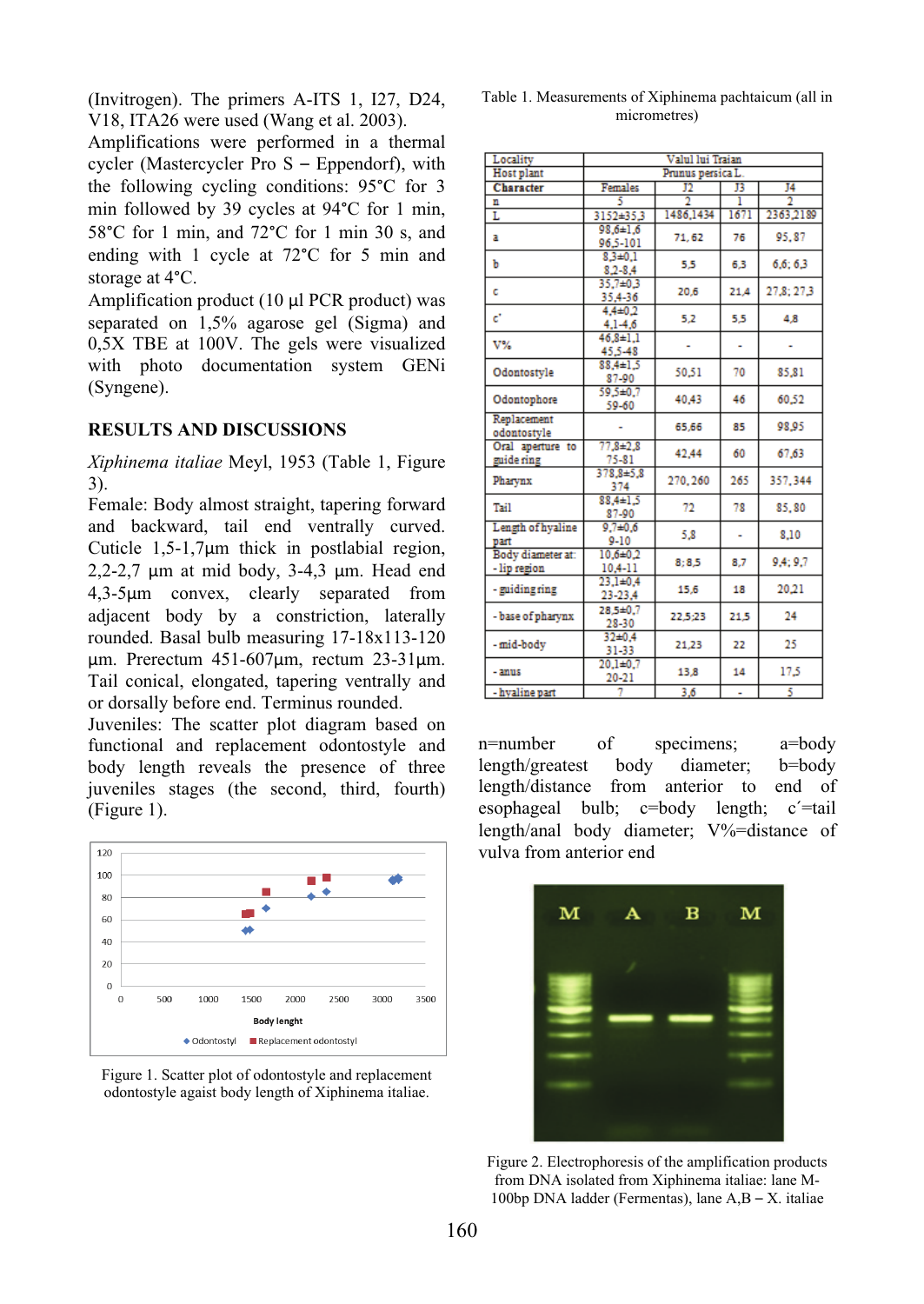(Invitrogen). The primers A-ITS 1, I27, D24, V18, ITA26 were used (Wang et al. 2003).

Amplifications were performed in a thermal cycler (Mastercycler Pro S – Eppendorf), with the following cycling conditions: 95°C for 3 min followed by 39 cycles at 94°C for 1 min, 58°C for 1 min, and 72°C for 1 min 30 s, and ending with 1 cycle at 72°C for 5 min and storage at 4°C.

Amplification product (10 µl PCR product) was separated on 1,5% agarose gel (Sigma) and 0,5X TBE at 100V. The gels were visualized with photo documentation system GENi (Syngene).

## RESULTS AND DISCUSSIONS

*Xiphinema italiae* Meyl, 1953 (Table 1, Figure 3).

Female: Body almost straight, tapering forward and backward, tail end ventrally curved. Cuticle 1,5-1,7µm thick in postlabial region, 2,2-2,7 µm at mid body, 3-4,3 µm. Head end 4,3-5µm convex, clearly separated from adjacent body by a constriction, laterally rounded. Basal bulb measuring 17-18x113-120 µm. Prerectum 451-607µm, rectum 23-31µm. Tail conical, elongated, tapering ventrally and or dorsally before end. Terminus rounded.

Juveniles: The scatter plot diagram based on functional and replacement odontostyle and body length reveals the presence of three juveniles stages (the second, third, fourth) (Figure 1).

Figure 1. Scatter plot of odontostyle and replacement odontostyle agaist body length of Xiphinema italiae.

Table 1. Measurements of Xiphinema pachtaicum (all in micrometres)

| Locality | Valul lui Traian | | | |
|---|---|---|---|---|
| Host plant | Prunus persica L. | | | |
| Character | Females | J2 | J3 | J4 |
| n | 5 | 2 | 1 | 2 |
| L | 3152±35,3 | 1486,1434 | 1671 | 2363,2189 |
| a | 98,6±1,6<br>96,5-101 | 71, 62 | 76 | 95,87 |
| b | 8,3±0,1<br>8,2-8,4 | 5,5 | 6,3 | 6,6; 6,3 |
| c | 35,7±0,3<br>35,4-36 | 20,6 | 21,4 | 27,8; 27,3 |
| c' | 4,4±0,2<br>4,1-4,6 | 5,2 | 5,5 | 4,8 |
| V% | 46,8±1,1<br>45,5-48 | - | - | - |
| Odontostyle | 88,4±1,5<br>87-90 | 50,51 | 70 | 85,81 |
| Odontophore | 59,5±0,7<br>59-60 | 40,43 | 46 | 60,52 |
| Replacement odontostyle | - | 65,66 | 85 | 98,95 |
| Oral aperture to guide ring | 77,8±2,8<br>75-81 | 42,44 | 60 | 67,63 |
| Pharynx | 378,8±5,8<br>374 | 270, 260 | 265 | 357,344 |
| Tail | 88,4±1,5<br>87-90 | 72 | 78 | 85, 80 |
| Length of hyaline part | 9,7±0,6<br>9-10 | 5,8 | - | 8,10 |
| Body diameter at:<br>- lip region | 10,6±0,2<br>10,4-11 | 8; 8,5 | 8,7 | 9,4; 9,7 |
| - guiding ring | 23,1±0,4<br>23-23,4 | 15,6 | 18 | 20,21 |
| - base of pharynx | 28,5±0,7<br>28-30 | 22,5;23 | 21,5 | 24 |
| - mid-body | 32±0,4<br>31-33 | 21,23 | 22 | 25 |
| - anus | 20,1±0,7<br>20-21 | 13,8 | 14 | 17,5 |
| - hyaline part | 7 | 3,6 | - | 5 |

n=number of specimens; a=body length/greatest body diameter; b=body length/distance from anterior to end of esophageal bulb; c=body length; c′=tail length/anal body diameter; V%=distance of vulva from anterior end

Figure 2. Electrophoresis of the amplification products from DNA isolated from Xiphinema italiae: lane M-100bp DNA ladder (Fermentas), lane A,B – X. italiae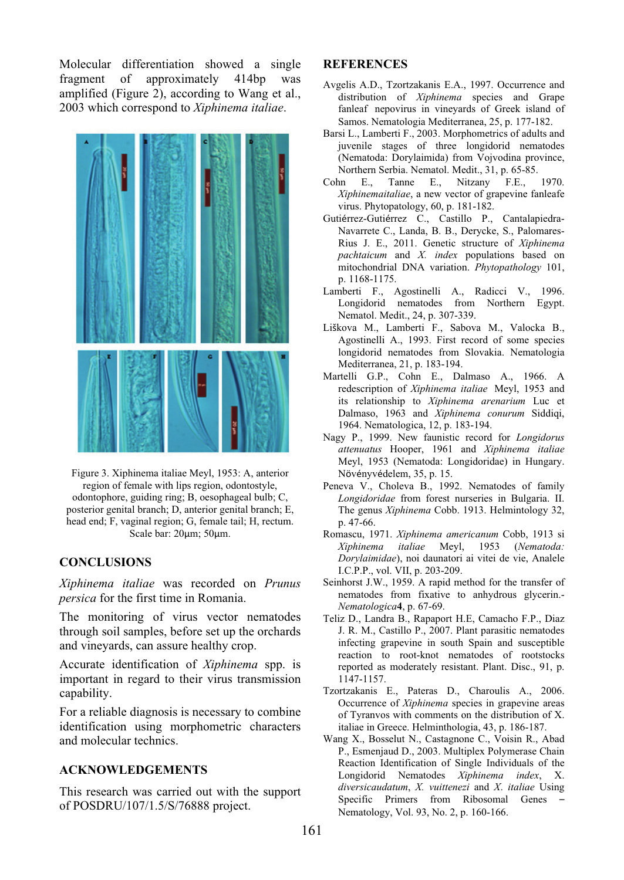Molecular differentiation showed a single fragment of approximately 414bp was amplified (Figure 2), according to Wang et al., 2003 which correspond to *Xiphinema italiae*.

Figure 3. Xiphinema italiae Meyl, 1953: A, anterior region of female with lips region, odontostyle, odontophore, guiding ring; B, oesophageal bulb; C, posterior genital branch; D, anterior genital branch; E, head end; F, vaginal region; G, female tail; H, rectum. Scale bar: 20μm; 50μm.

## CONCLUSIONS

*Xiphinema italiae* was recorded on *Prunus persica* for the first time in Romania.

The monitoring of virus vector nematodes through soil samples, before set up the orchards and vineyards, can assure healthy crop.

Accurate identification of *Xiphinema* spp. is important in regard to their virus transmission capability.

For a reliable diagnosis is necessary to combine identification using morphometric characters and molecular technics.

## ACKNOWLEDGEMENTS

This research was carried out with the support of POSDRU/107/1.5/S/76888 project.

## REFERENCES

Avgelis A.D., Tzortzakanis E.A., 1997. Occurrence and distribution of *Xiphinema* species and Grape fanleaf nepovirus in vineyards of Greek island of Samos. Nematologia Mediterranea, 25, p. 177-182.

Barsi L., Lamberti F., 2003. Morphometrics of adults and juvenile stages of three longidorid nematodes (Nematoda: Dorylaimida) from Vojvodina province, Northern Serbia. Nematol. Medit., 31, p. 65-85.

Cohn E., Tanne E., Nitzany F.E., 1970. *Xiphinemaitaliae*, a new vector of grapevine fanleafe virus. Phytopatology, 60, p. 181-182.

Gutiérrez-Gutiérrez C., Castillo P., Cantalapiedra-Navarrete C., Landa, B. B., Derycke, S., Palomares-Rius J. E., 2011. Genetic structure of *Xiphinema pachtaicum* and *X. index* populations based on mitochondrial DNA variation. *Phytopathology* 101, p. 1168-1175.

Lamberti F., Agostinelli A., Radicci V., 1996. Longidorid nematodes from Northern Egypt. Nematol. Medit., 24, p. 307-339.

Liškova M., Lamberti F., Sabova M., Valocka B., Agostinelli A., 1993. First record of some species longidorid nematodes from Slovakia. Nematologia Mediterranea, 21, p. 183-194.

Martelli G.P., Cohn E., Dalmaso A., 1966. A redescription of *Xiphinema italiae* Meyl, 1953 and its relationship to *Xiphinema arenarium* Luc et Dalmaso, 1963 and *Xiphinema conurum* Siddiqi, 1964. Nematologica, 12, p. 183-194.

Nagy P., 1999. New faunistic record for *Longidorus attenuatus* Hooper, 1961 and *Xiphinema italiae* Meyl, 1953 (Nematoda: Longidoridae) in Hungary. Növényvédelem, 35, p. 15.

Peneva V., Choleva B., 1992. Nematodes of family *Longidoridae* from forest nurseries in Bulgaria. II. The genus *Xiphinema* Cobb. 1913. Helmintology 32, p. 47-66.

Romascu, 1971. *Xiphinema americanum* Cobb, 1913 si *Xiphinema italiae* Meyl, 1953 (*Nematoda: Dorylaimidae*), noi daunatori ai vitei de vie, Analele I.C.P.P., vol. VII, p. 203-209.

Seinhorst J.W., 1959. A rapid method for the transfer of nematodes from fixative to anhydrous glycerin.-*Nematologica***4**, p. 67-69.

Teliz D., Landra B., Rapaport H.E, Camacho F.P., Diaz J. R. M., Castillo P., 2007. Plant parasitic nematodes infecting grapevine in south Spain and susceptible reaction to root-knot nematodes of rootstocks reported as moderately resistant. Plant. Disc., 91, p. 1147-1157.

Tzortzakanis E., Pateras D., Charoulis A., 2006. Occurrence of *Xiphinema* species in grapevine areas of Tyranvos with comments on the distribution of X. italiae in Greece. Helminthologia, 43, p. 186-187.

Wang X., Bosselut N., Castagnone C., Voisin R., Abad P., Esmenjaud D., 2003. Multiplex Polymerase Chain Reaction Identification of Single Individuals of the Longidorid Nematodes *Xiphinema index*, X. *diversicaudatum*, *X. vuittenezi* and *X. italiae* Using Specific Primers from Ribosomal Genes – Nematology, Vol. 93, No. 2, p. 160-166.